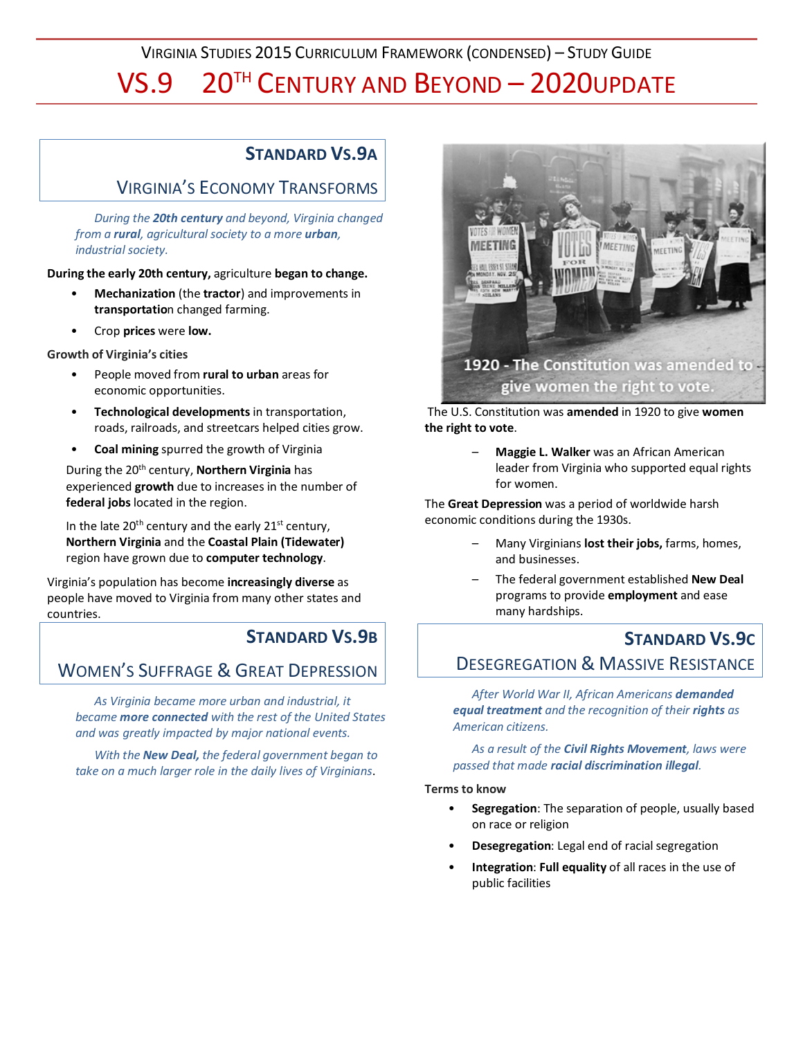# Virginia Studies 2015 Curriculum Framework (Condensed) – Study Guide

# VS.9 20th Century and Beyond – 2020 Update

## Standard VS.9a

### Virginia's Economy Transforms

*During the **20th century** and beyond, Virginia changed from a **rural**, agricultural society to a more **urban**, industrial society.*

**During the early 20th century,** agriculture **began to change.**

- **Mechanization** (the **tractor**) and improvements in **transportation** changed farming.
- Crop **prices** were **low.**

**Growth of Virginia's cities**

- People moved from **rural to urban** areas for economic opportunities.
- **Technological developments** in transportation, roads, railroads, and streetcars helped cities grow.
- **Coal mining** spurred the growth of Virginia

During the 20th century, **Northern Virginia** has experienced **growth** due to increases in the number of **federal jobs** located in the region.

In the late 20th century and the early 21st century, **Northern Virginia** and the **Coastal Plain (Tidewater)** region have grown due to **computer technology**.

Virginia's population has become **increasingly diverse** as people have moved to Virginia from many other states and countries.

## Standard VS.9b

### Women's Suffrage & Great Depression

*As Virginia became more urban and industrial, it became **more connected** with the rest of the United States and was greatly impacted by major national events.*

*With the **New Deal,** the federal government began to take on a much larger role in the daily lives of Virginians*.

1920 - The Constitution was amended to give women the right to vote.

The U.S. Constitution was **amended** in 1920 to give **women the right to vote**.

- **Maggie L. Walker** was an African American leader from Virginia who supported equal rights for women.

The **Great Depression** was a period of worldwide harsh economic conditions during the 1930s.

- Many Virginians **lost their jobs,** farms, homes, and businesses.
- The federal government established **New Deal** programs to provide **employment** and ease many hardships.

## Standard VS.9c

### Desegregation & Massive Resistance

*After World War II, African Americans **demanded equal treatment** and the recognition of their **rights** as American citizens.*

*As a result of the **Civil Rights Movement**, laws were passed that made **racial discrimination illegal**.*

**Terms to know**

- **Segregation**: The separation of people, usually based on race or religion
- **Desegregation**: Legal end of racial segregation
- **Integration**: **Full equality** of all races in the use of public facilities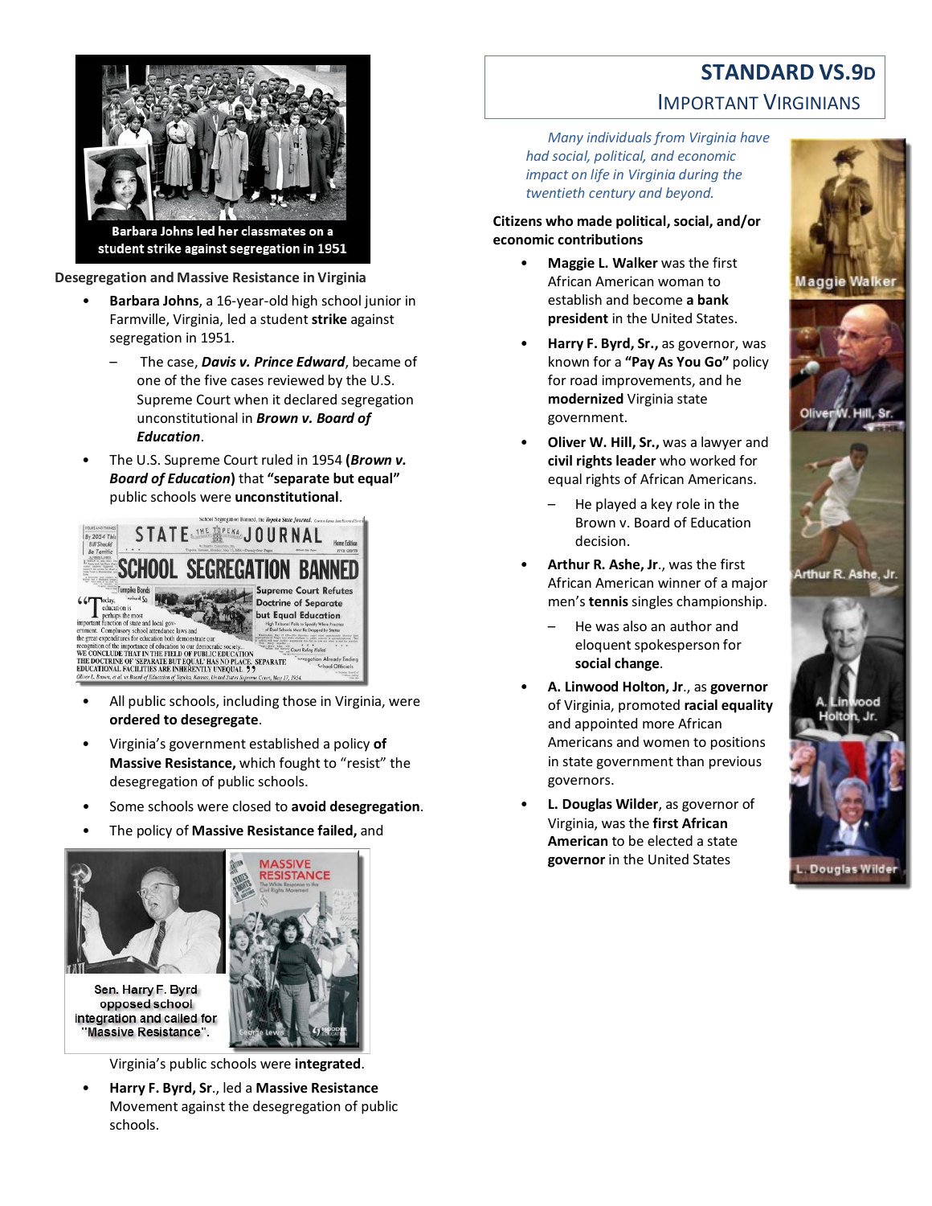Barbara Johns led her classmates on a student strike against segregation in 1951

**Desegregation and Massive Resistance in Virginia**

- **Barbara Johns**, a 16-year-old high school junior in Farmville, Virginia, led a student **strike** against segregation in 1951.
  - The case, ***Davis v. Prince Edward***, became of one of the five cases reviewed by the U.S. Supreme Court when it declared segregation unconstitutional in ***Brown v. Board of Education***.
- The U.S. Supreme Court ruled in 1954 **(*Brown v. Board of Education*)** that **"separate but equal"** public schools were **unconstitutional**.
- All public schools, including those in Virginia, were **ordered to desegregate**.
- Virginia's government established a policy **of Massive Resistance,** which fought to "resist" the desegregation of public schools.
- Some schools were closed to **avoid desegregation**.
- The policy of **Massive Resistance failed,** and Virginia's public schools were **integrated**.
- **Harry F. Byrd, Sr**., led a **Massive Resistance** Movement against the desegregation of public schools.

Sen. Harry F. Byrd opposed school integration and called for "Massive Resistance".

# STANDARD VS.9D
## IMPORTANT VIRGINIANS

*Many individuals from Virginia have had social, political, and economic impact on life in Virginia during the twentieth century and beyond.*

**Citizens who made political, social, and/or economic contributions**

- **Maggie L. Walker** was the first African American woman to establish and become **a bank president** in the United States.
- **Harry F. Byrd, Sr.,** as governor, was known for a **"Pay As You Go"** policy for road improvements, and he **modernized** Virginia state government.
- **Oliver W. Hill, Sr.,** was a lawyer and **civil rights leader** who worked for equal rights of African Americans.
  - He played a key role in the Brown v. Board of Education decision.
- **Arthur R. Ashe, Jr**., was the first African American winner of a major men's **tennis** singles championship.
  - He was also an author and eloquent spokesperson for **social change**.
- **A. Linwood Holton, Jr**., as **governor** of Virginia, promoted **racial equality** and appointed more African Americans and women to positions in state government than previous governors.
- **L. Douglas Wilder**, as governor of Virginia, was the **first African American** to be elected a state **governor** in the United States

Maggie Walker

Oliver W. Hill, Sr.

Arthur R. Ashe, Jr.

A. Linwood Holton, Jr.

L. Douglas Wilder